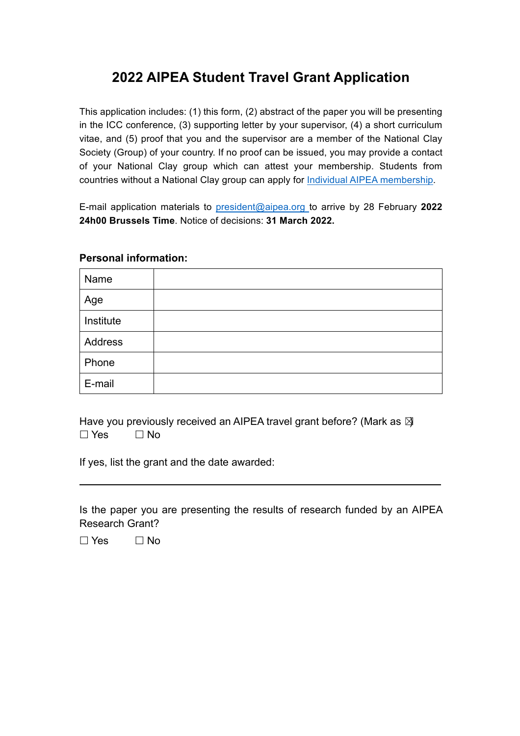# 2022 AIPEA Student Travel Grant Application

This application includes: (1) this form, (2) abstract of the paper you will be presenting in the ICC conference, (3) supporting letter by your supervisor, (4) a short curriculum vitae, and (5) proof that you and the supervisor are a member of the National Clay Society (Group) of your country. If no proof can be issued, you may provide a contact of your National Clay group which can attest your membership. Students from countries without a National Clay group can apply for [Individual AIPEA membership](Individual AIPEA membership).

E-mail application materials to president@aipea.org to arrive by 28 February **2022 24h00 Brussels Time**. Notice of decisions: **31 March 2022.**

**Personal information:**

| | |
|---|---|
| Name | |
| Age | |
| Institute | |
| Address | |
| Phone | |
| E-mail | |

Have you previously received an AIPEA travel grant before? (Mark as ☒)

☐ Yes ☐ No

If yes, list the grant and the date awarded:

\_\_\_\_\_\_\_\_\_\_\_\_\_\_\_\_\_\_\_\_\_\_\_\_\_\_\_\_\_\_\_\_\_\_\_\_\_\_\_\_\_\_\_\_\_\_\_\_\_\_\_\_\_\_\_\_\_\_

Is the paper you are presenting the results of research funded by an AIPEA Research Grant?

☐ Yes ☐ No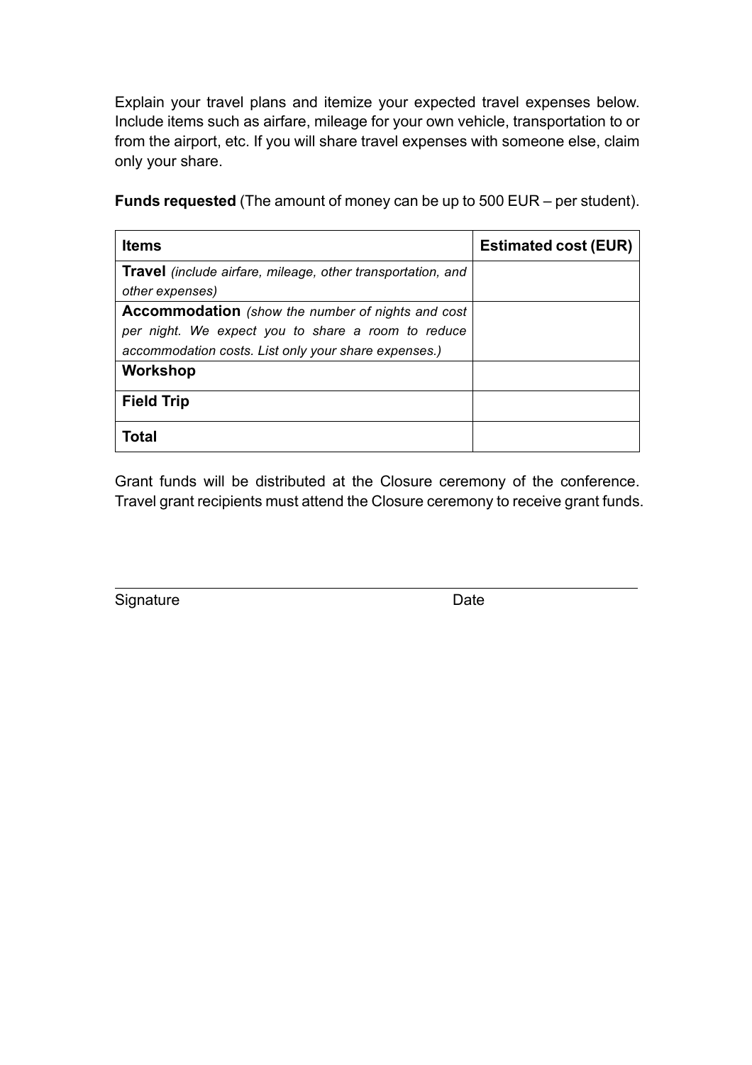Explain your travel plans and itemize your expected travel expenses below. Include items such as airfare, mileage for your own vehicle, transportation to or from the airport, etc. If you will share travel expenses with someone else, claim only your share.

**Funds requested** (The amount of money can be up to 500 EUR – per student).

| Items | Estimated cost (EUR) |
|---|---|
| **Travel** *(include airfare, mileage, other transportation, and other expenses)* | |
| **Accommodation** *(show the number of nights and cost per night. We expect you to share a room to reduce accommodation costs. List only your share expenses.)* | |
| **Workshop** | |
| **Field Trip** | |
| **Total** | |

Grant funds will be distributed at the Closure ceremony of the conference. Travel grant recipients must attend the Closure ceremony to receive grant funds.

Signature Date